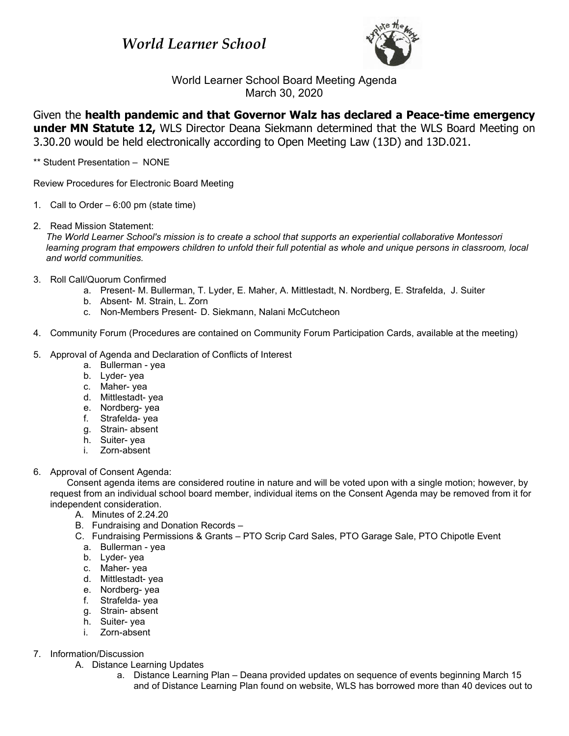# *World Learner School*

World Learner School Board Meeting Agenda
March 30, 2020

Given the **health pandemic and that Governor Walz has declared a Peace-time emergency under MN Statute 12,** WLS Director Deana Siekmann determined that the WLS Board Meeting on 3.30.20 would be held electronically according to Open Meeting Law (13D) and 13D.021.

** Student Presentation – NONE

Review Procedures for Electronic Board Meeting

1. Call to Order – 6:00 pm (state time)

2. Read Mission Statement:
   *The World Learner School's mission is to create a school that supports an experiential collaborative Montessori learning program that empowers children to unfold their full potential as whole and unique persons in classroom, local and world communities.*

3. Roll Call/Quorum Confirmed
   a. Present- M. Bullerman, T. Lyder, E. Maher, A. Mittlestadt, N. Nordberg, E. Strafelda, J. Suiter
   b. Absent- M. Strain, L. Zorn
   c. Non-Members Present- D. Siekmann, Nalani McCutcheon

4. Community Forum (Procedures are contained on Community Forum Participation Cards, available at the meeting)

5. Approval of Agenda and Declaration of Conflicts of Interest
   a. Bullerman - yea
   b. Lyder- yea
   c. Maher- yea
   d. Mittlestadt- yea
   e. Nordberg- yea
   f. Strafelda- yea
   g. Strain- absent
   h. Suiter- yea
   i. Zorn-absent

6. Approval of Consent Agenda:
   Consent agenda items are considered routine in nature and will be voted upon with a single motion; however, by request from an individual school board member, individual items on the Consent Agenda may be removed from it for independent consideration.
   A. Minutes of 2.24.20
   B. Fundraising and Donation Records –
   C. Fundraising Permissions & Grants – PTO Scrip Card Sales, PTO Garage Sale, PTO Chipotle Event
   a. Bullerman - yea
   b. Lyder- yea
   c. Maher- yea
   d. Mittlestadt- yea
   e. Nordberg- yea
   f. Strafelda- yea
   g. Strain- absent
   h. Suiter- yea
   i. Zorn-absent

7. Information/Discussion
   A. Distance Learning Updates
      a. Distance Learning Plan – Deana provided updates on sequence of events beginning March 15 and of Distance Learning Plan found on website, WLS has borrowed more than 40 devices out to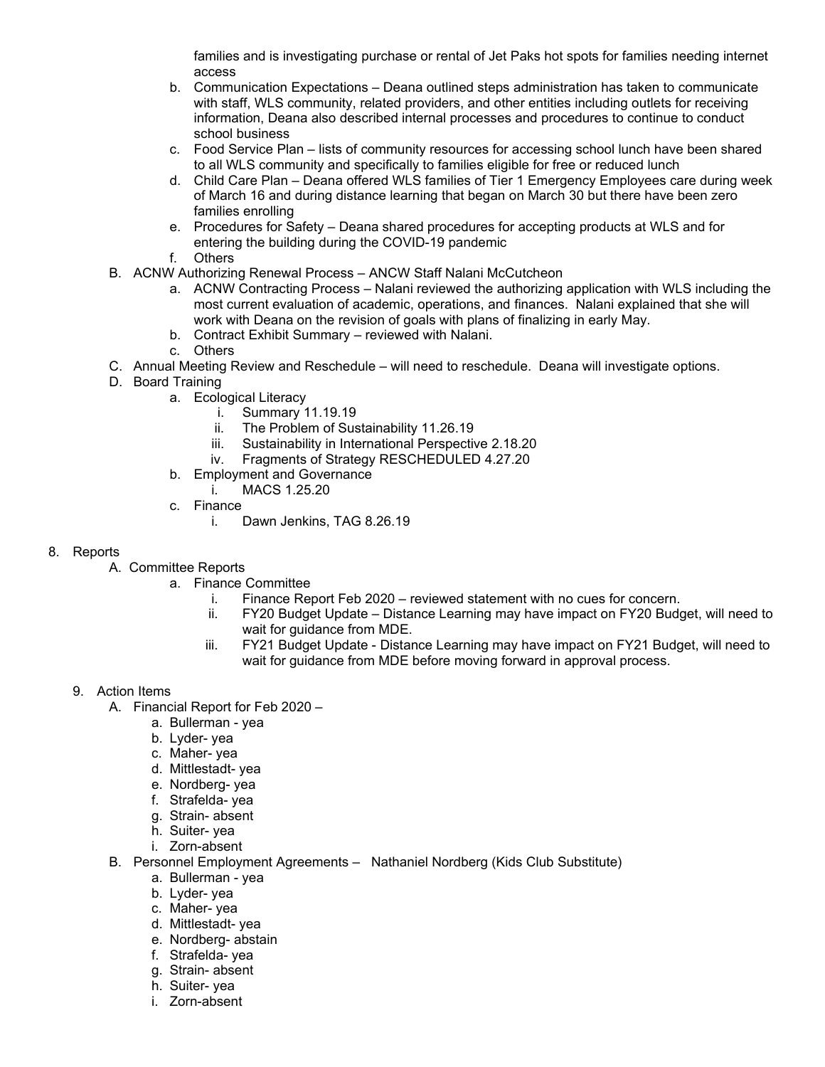families and is investigating purchase or rental of Jet Paks hot spots for families needing internet access

b. Communication Expectations – Deana outlined steps administration has taken to communicate with staff, WLS community, related providers, and other entities including outlets for receiving information, Deana also described internal processes and procedures to continue to conduct school business
c. Food Service Plan – lists of community resources for accessing school lunch have been shared to all WLS community and specifically to families eligible for free or reduced lunch
d. Child Care Plan – Deana offered WLS families of Tier 1 Emergency Employees care during week of March 16 and during distance learning that began on March 30 but there have been zero families enrolling
e. Procedures for Safety – Deana shared procedures for accepting products at WLS and for entering the building during the COVID-19 pandemic
f. Others

B. ACNW Authorizing Renewal Process – ANCW Staff Nalani McCutcheon
   a. ACNW Contracting Process – Nalani reviewed the authorizing application with WLS including the most current evaluation of academic, operations, and finances. Nalani explained that she will work with Deana on the revision of goals with plans of finalizing in early May.
   b. Contract Exhibit Summary – reviewed with Nalani.
   c. Others

C. Annual Meeting Review and Reschedule – will need to reschedule. Deana will investigate options.

D. Board Training
   a. Ecological Literacy
      i. Summary 11.19.19
      ii. The Problem of Sustainability 11.26.19
      iii. Sustainability in International Perspective 2.18.20
      iv. Fragments of Strategy RESCHEDULED 4.27.20
   b. Employment and Governance
      i. MACS 1.25.20
   c. Finance
      i. Dawn Jenkins, TAG 8.26.19

8. Reports
   A. Committee Reports
      a. Finance Committee
         i. Finance Report Feb 2020 – reviewed statement with no cues for concern.
         ii. FY20 Budget Update – Distance Learning may have impact on FY20 Budget, will need to wait for guidance from MDE.
         iii. FY21 Budget Update - Distance Learning may have impact on FY21 Budget, will need to wait for guidance from MDE before moving forward in approval process.

9. Action Items
   A. Financial Report for Feb 2020 –
      a. Bullerman - yea
      b. Lyder- yea
      c. Maher- yea
      d. Mittlestadt- yea
      e. Nordberg- yea
      f. Strafelda- yea
      g. Strain- absent
      h. Suiter- yea
      i. Zorn-absent
   B. Personnel Employment Agreements – Nathaniel Nordberg (Kids Club Substitute)
      a. Bullerman - yea
      b. Lyder- yea
      c. Maher- yea
      d. Mittlestadt- yea
      e. Nordberg- abstain
      f. Strafelda- yea
      g. Strain- absent
      h. Suiter- yea
      i. Zorn-absent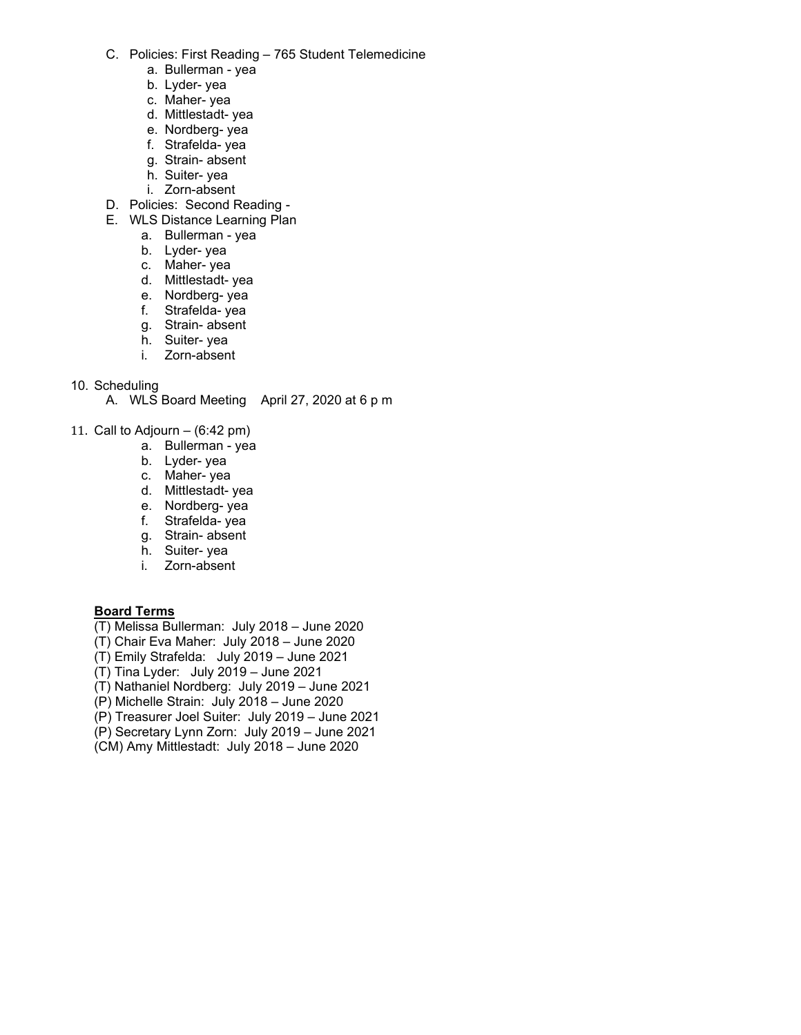C. Policies: First Reading – 765 Student Telemedicine
   a. Bullerman - yea
   b. Lyder- yea
   c. Maher- yea
   d. Mittlestadt- yea
   e. Nordberg- yea
   f. Strafelda- yea
   g. Strain- absent
   h. Suiter- yea
   i. Zorn-absent

D. Policies: Second Reading -

E. WLS Distance Learning Plan
   a. Bullerman - yea
   b. Lyder- yea
   c. Maher- yea
   d. Mittlestadt- yea
   e. Nordberg- yea
   f. Strafelda- yea
   g. Strain- absent
   h. Suiter- yea
   i. Zorn-absent

10. Scheduling
    A. WLS Board Meeting April 27, 2020 at 6 p m

11. Call to Adjourn – (6:42 pm)
    a. Bullerman - yea
    b. Lyder- yea
    c. Maher- yea
    d. Mittlestadt- yea
    e. Nordberg- yea
    f. Strafelda- yea
    g. Strain- absent
    h. Suiter- yea
    i. Zorn-absent

**Board Terms**

(T) Melissa Bullerman: July 2018 – June 2020
(T) Chair Eva Maher: July 2018 – June 2020
(T) Emily Strafelda: July 2019 – June 2021
(T) Tina Lyder: July 2019 – June 2021
(T) Nathaniel Nordberg: July 2019 – June 2021
(P) Michelle Strain: July 2018 – June 2020
(P) Treasurer Joel Suiter: July 2019 – June 2021
(P) Secretary Lynn Zorn: July 2019 – June 2021
(CM) Amy Mittlestadt: July 2018 – June 2020